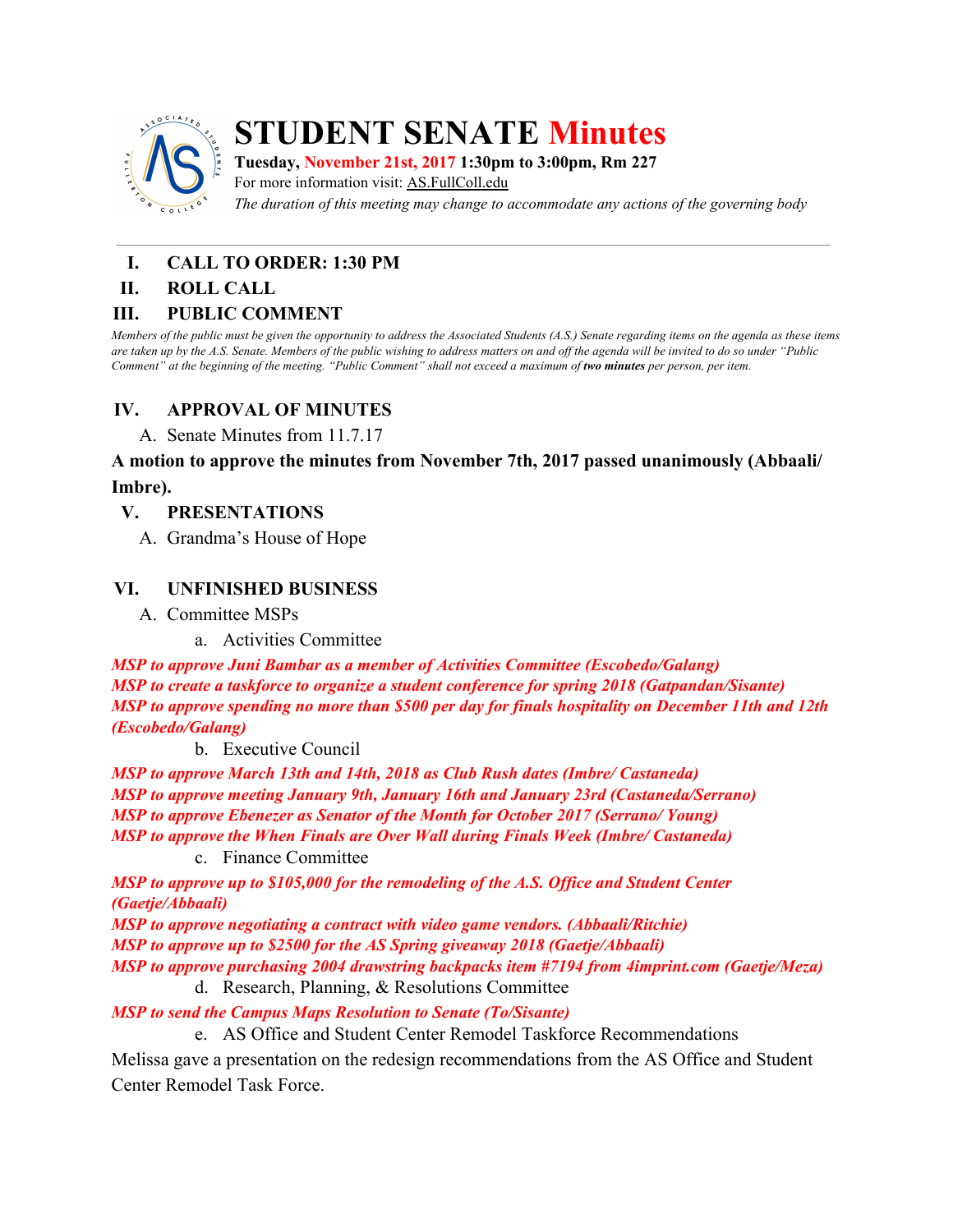# STUDENT SENATE Minutes

**Tuesday, November 21st, 2017 1:30pm to 3:00pm, Rm 227**

For more information visit: AS.FullColl.edu

*The duration of this meeting may change to accommodate any actions of the governing body*

---

## I. CALL TO ORDER: 1:30 PM

## II. ROLL CALL

## III. PUBLIC COMMENT

*Members of the public must be given the opportunity to address the Associated Students (A.S.) Senate regarding items on the agenda as these items are taken up by the A.S. Senate. Members of the public wishing to address matters on and off the agenda will be invited to do so under "Public Comment" at the beginning of the meeting. "Public Comment" shall not exceed a maximum of **two minutes** per person, per item.*

## IV. APPROVAL OF MINUTES

A. Senate Minutes from 11.7.17

**A motion to approve the minutes from November 7th, 2017 passed unanimously (Abbaali/ Imbre).**

## V. PRESENTATIONS

A. Grandma's House of Hope

## VI. UNFINISHED BUSINESS

A. Committee MSPs

a. Activities Committee

***MSP to approve Juni Bambar as a member of Activities Committee (Escobedo/Galang)***
***MSP to create a taskforce to organize a student conference for spring 2018 (Gatpandan/Sisante)***
***MSP to approve spending no more than $500 per day for finals hospitality on December 11th and 12th (Escobedo/Galang)***

b. Executive Council

***MSP to approve March 13th and 14th, 2018 as Club Rush dates (Imbre/ Castaneda)***
***MSP to approve meeting January 9th, January 16th and January 23rd (Castaneda/Serrano)***
***MSP to approve Ebenezer as Senator of the Month for October 2017 (Serrano/ Young)***
***MSP to approve the When Finals are Over Wall during Finals Week (Imbre/ Castaneda)***

c. Finance Committee

***MSP to approve up to $105,000 for the remodeling of the A.S. Office and Student Center (Gaetje/Abbaali)***
***MSP to approve negotiating a contract with video game vendors. (Abbaali/Ritchie)***
***MSP to approve up to $2500 for the AS Spring giveaway 2018 (Gaetje/Abbaali)***
***MSP to approve purchasing 2004 drawstring backpacks item #7194 from 4imprint.com (Gaetje/Meza)***

d. Research, Planning, & Resolutions Committee

***MSP to send the Campus Maps Resolution to Senate (To/Sisante)***

e. AS Office and Student Center Remodel Taskforce Recommendations

Melissa gave a presentation on the redesign recommendations from the AS Office and Student Center Remodel Task Force.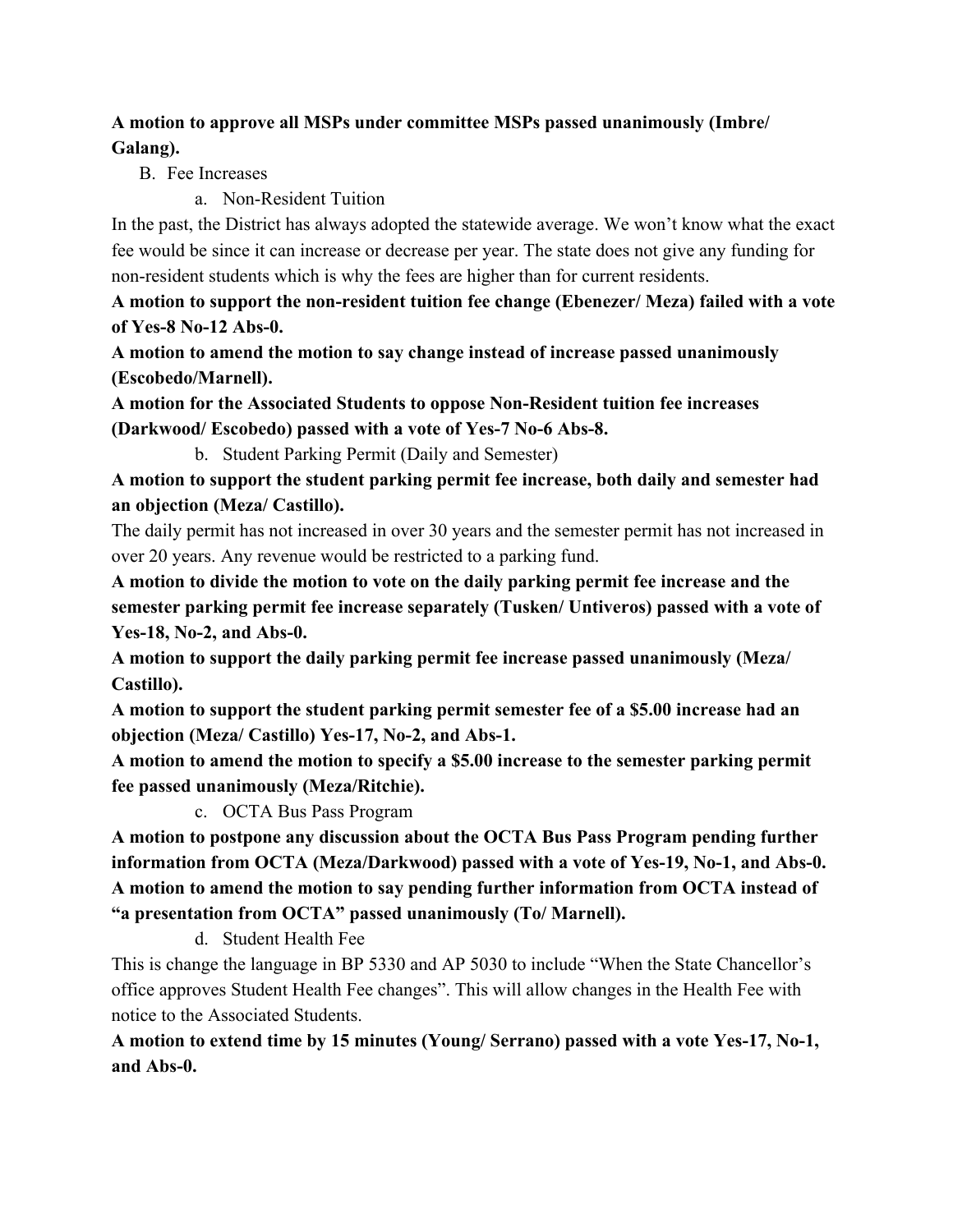**A motion to approve all MSPs under committee MSPs passed unanimously (Imbre/ Galang).**

B. Fee Increases

a. Non-Resident Tuition

In the past, the District has always adopted the statewide average. We won't know what the exact fee would be since it can increase or decrease per year. The state does not give any funding for non-resident students which is why the fees are higher than for current residents.

**A motion to support the non-resident tuition fee change (Ebenezer/ Meza) failed with a vote of Yes-8 No-12 Abs-0.**

**A motion to amend the motion to say change instead of increase passed unanimously (Escobedo/Marnell).**

**A motion for the Associated Students to oppose Non-Resident tuition fee increases (Darkwood/ Escobedo) passed with a vote of Yes-7 No-6 Abs-8.**

b. Student Parking Permit (Daily and Semester)

**A motion to support the student parking permit fee increase, both daily and semester had an objection (Meza/ Castillo).**

The daily permit has not increased in over 30 years and the semester permit has not increased in over 20 years. Any revenue would be restricted to a parking fund.

**A motion to divide the motion to vote on the daily parking permit fee increase and the semester parking permit fee increase separately (Tusken/ Untiveros) passed with a vote of Yes-18, No-2, and Abs-0.**

**A motion to support the daily parking permit fee increase passed unanimously (Meza/ Castillo).**

**A motion to support the student parking permit semester fee of a $5.00 increase had an objection (Meza/ Castillo) Yes-17, No-2, and Abs-1.**

**A motion to amend the motion to specify a $5.00 increase to the semester parking permit fee passed unanimously (Meza/Ritchie).**

c. OCTA Bus Pass Program

**A motion to postpone any discussion about the OCTA Bus Pass Program pending further information from OCTA (Meza/Darkwood) passed with a vote of Yes-19, No-1, and Abs-0.**

**A motion to amend the motion to say pending further information from OCTA instead of "a presentation from OCTA" passed unanimously (To/ Marnell).**

d. Student Health Fee

This is change the language in BP 5330 and AP 5030 to include "When the State Chancellor's office approves Student Health Fee changes". This will allow changes in the Health Fee with notice to the Associated Students.

**A motion to extend time by 15 minutes (Young/ Serrano) passed with a vote Yes-17, No-1, and Abs-0.**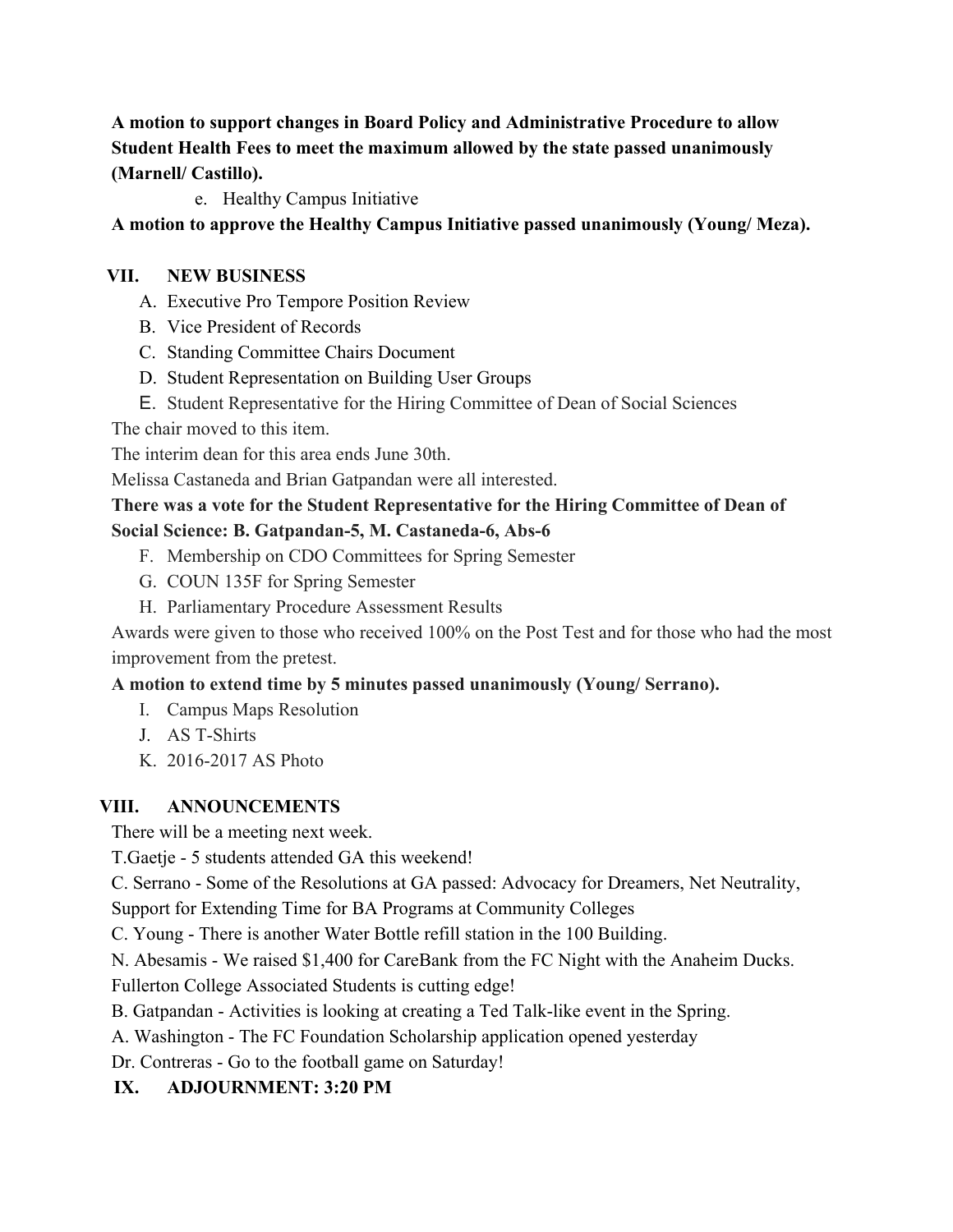**A motion to support changes in Board Policy and Administrative Procedure to allow Student Health Fees to meet the maximum allowed by the state passed unanimously (Marnell/ Castillo).**

e. Healthy Campus Initiative

**A motion to approve the Healthy Campus Initiative passed unanimously (Young/ Meza).**

## VII. NEW BUSINESS

A. Executive Pro Tempore Position Review

B. Vice President of Records

C. Standing Committee Chairs Document

D. Student Representation on Building User Groups

E. Student Representative for the Hiring Committee of Dean of Social Sciences

The chair moved to this item.

The interim dean for this area ends June 30th.

Melissa Castaneda and Brian Gatpandan were all interested.

**There was a vote for the Student Representative for the Hiring Committee of Dean of Social Science: B. Gatpandan-5, M. Castaneda-6, Abs-6**

F. Membership on CDO Committees for Spring Semester

G. COUN 135F for Spring Semester

H. Parliamentary Procedure Assessment Results

Awards were given to those who received 100% on the Post Test and for those who had the most improvement from the pretest.

**A motion to extend time by 5 minutes passed unanimously (Young/ Serrano).**

I. Campus Maps Resolution

J. AS T-Shirts

K. 2016-2017 AS Photo

## VIII. ANNOUNCEMENTS

There will be a meeting next week.

T.Gaetje - 5 students attended GA this weekend!

C. Serrano - Some of the Resolutions at GA passed: Advocacy for Dreamers, Net Neutrality, Support for Extending Time for BA Programs at Community Colleges

C. Young - There is another Water Bottle refill station in the 100 Building.

N. Abesamis - We raised $1,400 for CareBank from the FC Night with the Anaheim Ducks. Fullerton College Associated Students is cutting edge!

B. Gatpandan - Activities is looking at creating a Ted Talk-like event in the Spring.

A. Washington - The FC Foundation Scholarship application opened yesterday

Dr. Contreras - Go to the football game on Saturday!

## IX. ADJOURNMENT: 3:20 PM